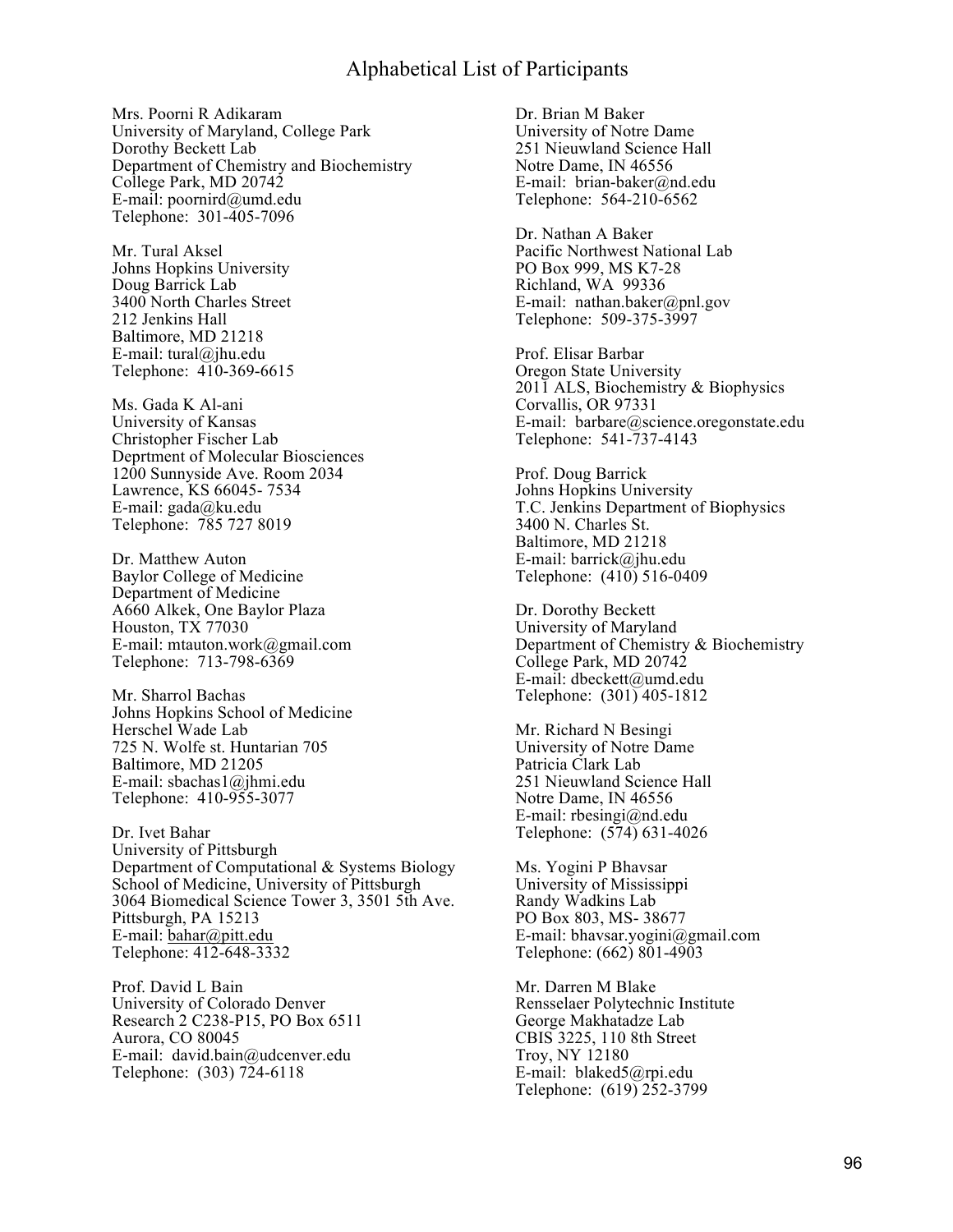# Alphabetical List of Participants

Mrs. Poorni R Adikaram
University of Maryland, College Park
Dorothy Beckett Lab
Department of Chemistry and Biochemistry
College Park, MD 20742
E-mail: poornird@umd.edu
Telephone: 301-405-7096

Mr. Tural Aksel
Johns Hopkins University
Doug Barrick Lab
3400 North Charles Street
212 Jenkins Hall
Baltimore, MD 21218
E-mail: tural@jhu.edu
Telephone: 410-369-6615

Ms. Gada K Al-ani
University of Kansas
Christopher Fischer Lab
Deprtment of Molecular Biosciences
1200 Sunnyside Ave. Room 2034
Lawrence, KS 66045- 7534
E-mail: gada@ku.edu
Telephone: 785 727 8019

Dr. Matthew Auton
Baylor College of Medicine
Department of Medicine
A660 Alkek, One Baylor Plaza
Houston, TX 77030
E-mail: mtauton.work@gmail.com
Telephone: 713-798-6369

Mr. Sharrol Bachas
Johns Hopkins School of Medicine
Herschel Wade Lab
725 N. Wolfe st. Huntarian 705
Baltimore, MD 21205
E-mail: sbachas1@jhmi.edu
Telephone: 410-955-3077

Dr. Ivet Bahar
University of Pittsburgh
Department of Computational & Systems Biology
School of Medicine, University of Pittsburgh
3064 Biomedical Science Tower 3, 3501 5th Ave.
Pittsburgh, PA 15213
E-mail: bahar@pitt.edu
Telephone: 412-648-3332

Prof. David L Bain
University of Colorado Denver
Research 2 C238-P15, PO Box 6511
Aurora, CO 80045
E-mail: david.bain@udcenver.edu
Telephone: (303) 724-6118

Dr. Brian M Baker
University of Notre Dame
251 Nieuwland Science Hall
Notre Dame, IN 46556
E-mail: brian-baker@nd.edu
Telephone: 564-210-6562

Dr. Nathan A Baker
Pacific Northwest National Lab
PO Box 999, MS K7-28
Richland, WA 99336
E-mail: nathan.baker@pnl.gov
Telephone: 509-375-3997

Prof. Elisar Barbar
Oregon State University
2011 ALS, Biochemistry & Biophysics
Corvallis, OR 97331
E-mail: barbare@science.oregonstate.edu
Telephone: 541-737-4143

Prof. Doug Barrick
Johns Hopkins University
T.C. Jenkins Department of Biophysics
3400 N. Charles St.
Baltimore, MD 21218
E-mail: barrick@jhu.edu
Telephone: (410) 516-0409

Dr. Dorothy Beckett
University of Maryland
Department of Chemistry & Biochemistry
College Park, MD 20742
E-mail: dbeckett@umd.edu
Telephone: (301) 405-1812

Mr. Richard N Besingi
University of Notre Dame
Patricia Clark Lab
251 Nieuwland Science Hall
Notre Dame, IN 46556
E-mail: rbesingi@nd.edu
Telephone: (574) 631-4026

Ms. Yogini P Bhavsar
University of Mississippi
Randy Wadkins Lab
PO Box 803, MS- 38677
E-mail: bhavsar.yogini@gmail.com
Telephone: (662) 801-4903

Mr. Darren M Blake
Rensselaer Polytechnic Institute
George Makhatadze Lab
CBIS 3225, 110 8th Street
Troy, NY 12180
E-mail: blaked5@rpi.edu
Telephone: (619) 252-3799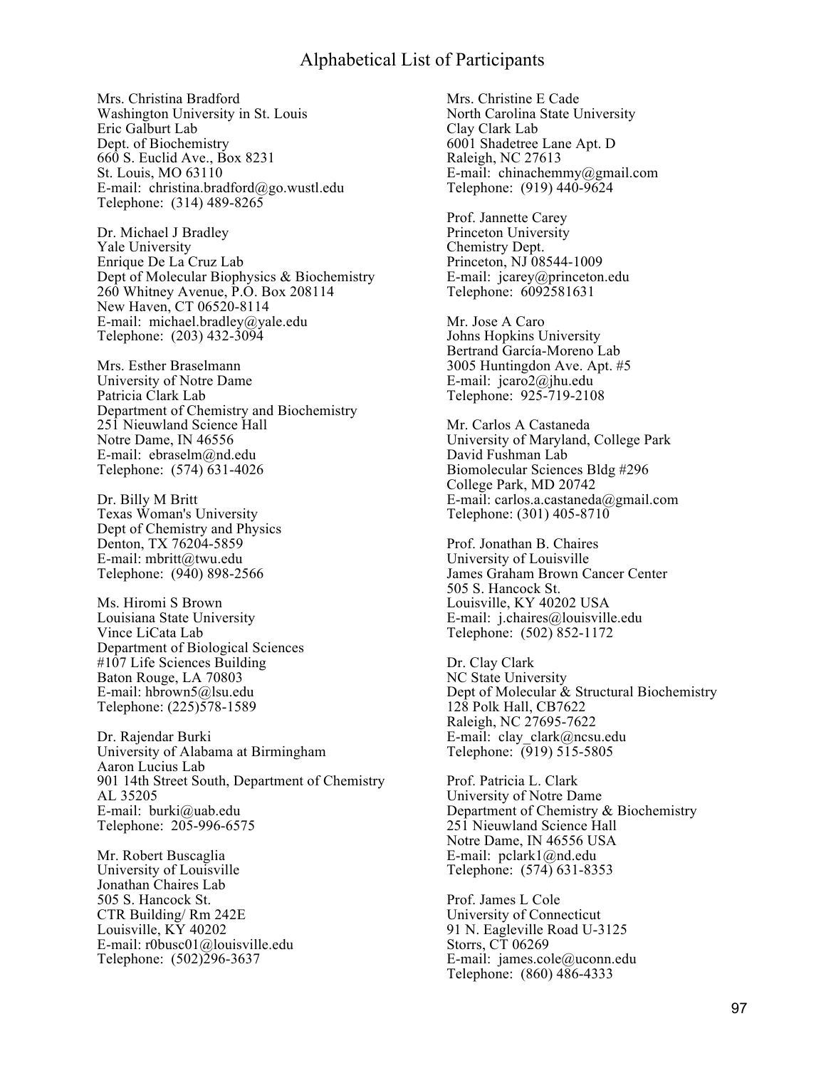# Alphabetical List of Participants

Mrs. Christina Bradford
Washington University in St. Louis
Eric Galburt Lab
Dept. of Biochemistry
660 S. Euclid Ave., Box 8231
St. Louis, MO 63110
E-mail: christina.bradford@go.wustl.edu
Telephone: (314) 489-8265

Dr. Michael J Bradley
Yale University
Enrique De La Cruz Lab
Dept of Molecular Biophysics & Biochemistry
260 Whitney Avenue, P.O. Box 208114
New Haven, CT 06520-8114
E-mail: michael.bradley@yale.edu
Telephone: (203) 432-3094

Mrs. Esther Braselmann
University of Notre Dame
Patricia Clark Lab
Department of Chemistry and Biochemistry
251 Nieuwland Science Hall
Notre Dame, IN 46556
E-mail: ebraselm@nd.edu
Telephone: (574) 631-4026

Dr. Billy M Britt
Texas Woman's University
Dept of Chemistry and Physics
Denton, TX 76204-5859
E-mail: mbritt@twu.edu
Telephone: (940) 898-2566

Ms. Hiromi S Brown
Louisiana State University
Vince LiCata Lab
Department of Biological Sciences
#107 Life Sciences Building
Baton Rouge, LA 70803
E-mail: hbrown5@lsu.edu
Telephone: (225)578-1589

Dr. Rajendar Burki
University of Alabama at Birmingham
Aaron Lucius Lab
901 14th Street South, Department of Chemistry
AL 35205
E-mail: burki@uab.edu
Telephone: 205-996-6575

Mr. Robert Buscaglia
University of Louisville
Jonathan Chaires Lab
505 S. Hancock St.
CTR Building/ Rm 242E
Louisville, KY 40202
E-mail: r0busc01@louisville.edu
Telephone: (502)296-3637

Mrs. Christine E Cade
North Carolina State University
Clay Clark Lab
6001 Shadetree Lane Apt. D
Raleigh, NC 27613
E-mail: chinachemmy@gmail.com
Telephone: (919) 440-9624

Prof. Jannette Carey
Princeton University
Chemistry Dept.
Princeton, NJ 08544-1009
E-mail: jcarey@princeton.edu
Telephone: 6092581631

Mr. Jose A Caro
Johns Hopkins University
Bertrand García-Moreno Lab
3005 Huntingdon Ave. Apt. #5
E-mail: jcaro2@jhu.edu
Telephone: 925-719-2108

Mr. Carlos A Castaneda
University of Maryland, College Park
David Fushman Lab
Biomolecular Sciences Bldg #296
College Park, MD 20742
E-mail: carlos.a.castaneda@gmail.com
Telephone: (301) 405-8710

Prof. Jonathan B. Chaires
University of Louisville
James Graham Brown Cancer Center
505 S. Hancock St.
Louisville, KY 40202 USA
E-mail: j.chaires@louisville.edu
Telephone: (502) 852-1172

Dr. Clay Clark
NC State University
Dept of Molecular & Structural Biochemistry
128 Polk Hall, CB7622
Raleigh, NC 27695-7622
E-mail: clay_clark@ncsu.edu
Telephone: (919) 515-5805

Prof. Patricia L. Clark
University of Notre Dame
Department of Chemistry & Biochemistry
251 Nieuwland Science Hall
Notre Dame, IN 46556 USA
E-mail: pclark1@nd.edu
Telephone: (574) 631-8353

Prof. James L Cole
University of Connecticut
91 N. Eagleville Road U-3125
Storrs, CT 06269
E-mail: james.cole@uconn.edu
Telephone: (860) 486-4333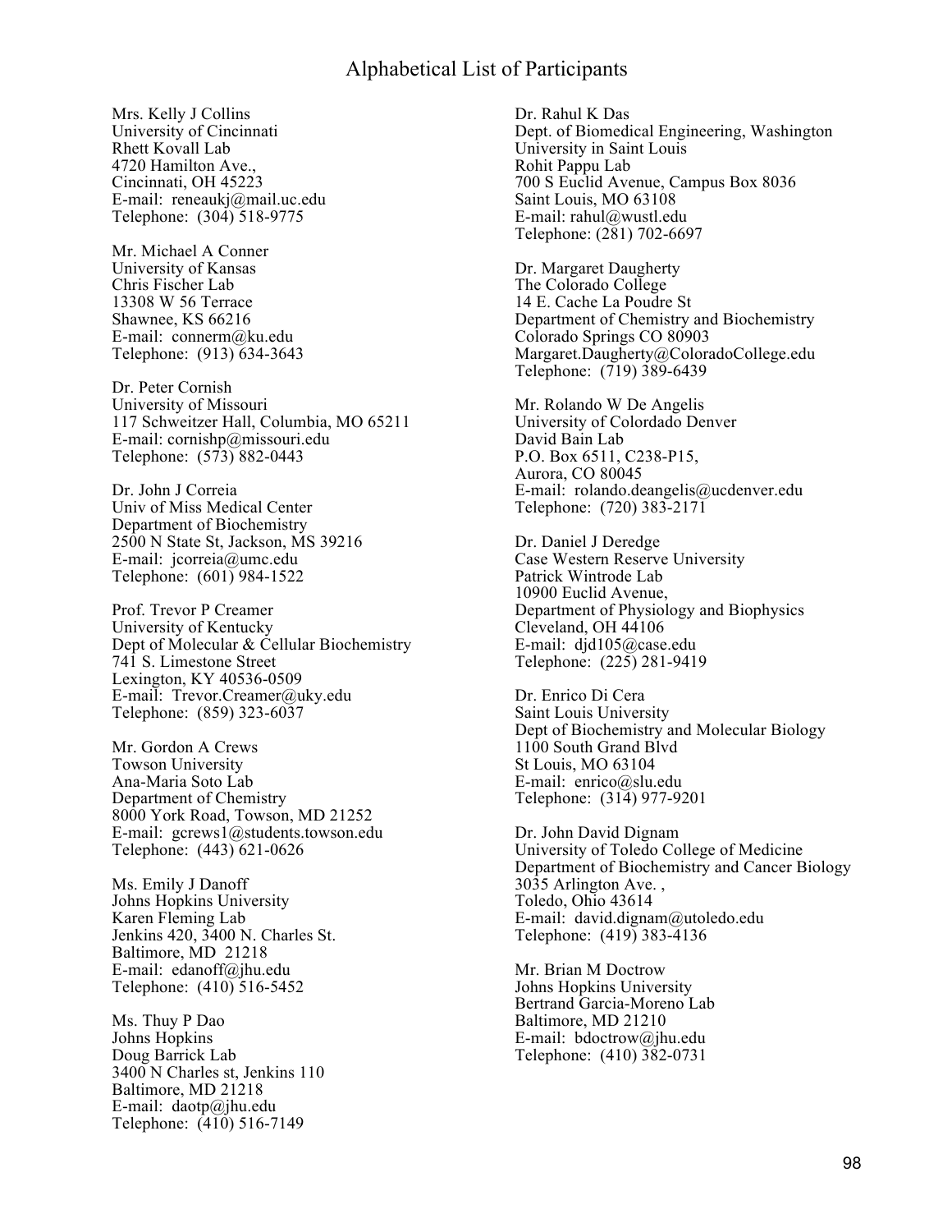# Alphabetical List of Participants

Mrs. Kelly J Collins
University of Cincinnati
Rhett Kovall Lab
4720 Hamilton Ave.,
Cincinnati, OH 45223
E-mail: reneaukj@mail.uc.edu
Telephone: (304) 518-9775

Mr. Michael A Conner
University of Kansas
Chris Fischer Lab
13308 W 56 Terrace
Shawnee, KS 66216
E-mail: connerm@ku.edu
Telephone: (913) 634-3643

Dr. Peter Cornish
University of Missouri
117 Schweitzer Hall, Columbia, MO 65211
E-mail: cornishp@missouri.edu
Telephone: (573) 882-0443

Dr. John J Correia
Univ of Miss Medical Center
Department of Biochemistry
2500 N State St, Jackson, MS 39216
E-mail: jcorreia@umc.edu
Telephone: (601) 984-1522

Prof. Trevor P Creamer
University of Kentucky
Dept of Molecular & Cellular Biochemistry
741 S. Limestone Street
Lexington, KY 40536-0509
E-mail: Trevor.Creamer@uky.edu
Telephone: (859) 323-6037

Mr. Gordon A Crews
Towson University
Ana-Maria Soto Lab
Department of Chemistry
8000 York Road, Towson, MD 21252
E-mail: gcrews1@students.towson.edu
Telephone: (443) 621-0626

Ms. Emily J Danoff
Johns Hopkins University
Karen Fleming Lab
Jenkins 420, 3400 N. Charles St.
Baltimore, MD 21218
E-mail: edanoff@jhu.edu
Telephone: (410) 516-5452

Ms. Thuy P Dao
Johns Hopkins
Doug Barrick Lab
3400 N Charles st, Jenkins 110
Baltimore, MD 21218
E-mail: daotp@jhu.edu
Telephone: (410) 516-7149

Dr. Rahul K Das
Dept. of Biomedical Engineering, Washington University in Saint Louis
Rohit Pappu Lab
700 S Euclid Avenue, Campus Box 8036
Saint Louis, MO 63108
E-mail: rahul@wustl.edu
Telephone: (281) 702-6697

Dr. Margaret Daugherty
The Colorado College
14 E. Cache La Poudre St
Department of Chemistry and Biochemistry
Colorado Springs CO 80903
Margaret.Daugherty@ColoradoCollege.edu
Telephone: (719) 389-6439

Mr. Rolando W De Angelis
University of Colordado Denver
David Bain Lab
P.O. Box 6511, C238-P15,
Aurora, CO 80045
E-mail: rolando.deangelis@ucdenver.edu
Telephone: (720) 383-2171

Dr. Daniel J Deredge
Case Western Reserve University
Patrick Wintrode Lab
10900 Euclid Avenue,
Department of Physiology and Biophysics
Cleveland, OH 44106
E-mail: djd105@case.edu
Telephone: (225) 281-9419

Dr. Enrico Di Cera
Saint Louis University
Dept of Biochemistry and Molecular Biology
1100 South Grand Blvd
St Louis, MO 63104
E-mail: enrico@slu.edu
Telephone: (314) 977-9201

Dr. John David Dignam
University of Toledo College of Medicine
Department of Biochemistry and Cancer Biology
3035 Arlington Ave. ,
Toledo, Ohio 43614
E-mail: david.dignam@utoledo.edu
Telephone: (419) 383-4136

Mr. Brian M Doctrow
Johns Hopkins University
Bertrand Garcia-Moreno Lab
Baltimore, MD 21210
E-mail: bdoctrow@jhu.edu
Telephone: (410) 382-0731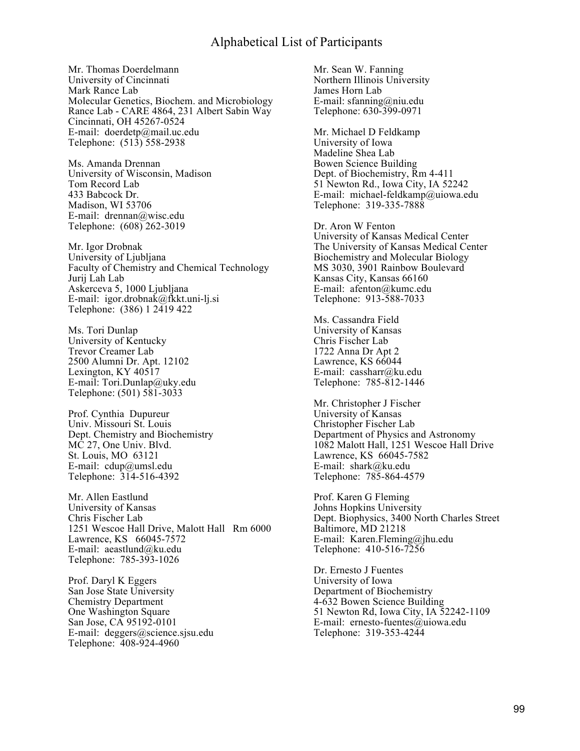# Alphabetical List of Participants

Mr. Thomas Doerdelmann
University of Cincinnati
Mark Rance Lab
Molecular Genetics, Biochem. and Microbiology
Rance Lab - CARE 4864, 231 Albert Sabin Way
Cincinnati, OH 45267-0524
E-mail: doerdetp@mail.uc.edu
Telephone: (513) 558-2938

Ms. Amanda Drennan
University of Wisconsin, Madison
Tom Record Lab
433 Babcock Dr.
Madison, WI 53706
E-mail: drennan@wisc.edu
Telephone: (608) 262-3019

Mr. Igor Drobnak
University of Ljubljana
Faculty of Chemistry and Chemical Technology
Jurij Lah Lab
Askerceva 5, 1000 Ljubljana
E-mail: igor.drobnak@fkkt.uni-lj.si
Telephone: (386) 1 2419 422

Ms. Tori Dunlap
University of Kentucky
Trevor Creamer Lab
2500 Alumni Dr. Apt. 12102
Lexington, KY 40517
E-mail: Tori.Dunlap@uky.edu
Telephone: (501) 581-3033

Prof. Cynthia Dupureur
Univ. Missouri St. Louis
Dept. Chemistry and Biochemistry
MC 27, One Univ. Blvd.
St. Louis, MO 63121
E-mail: cdup@umsl.edu
Telephone: 314-516-4392

Mr. Allen Eastlund
University of Kansas
Chris Fischer Lab
1251 Wescoe Hall Drive, Malott Hall Rm 6000
Lawrence, KS 66045-7572
E-mail: aeastlund@ku.edu
Telephone: 785-393-1026

Prof. Daryl K Eggers
San Jose State University
Chemistry Department
One Washington Square
San Jose, CA 95192-0101
E-mail: deggers@science.sjsu.edu
Telephone: 408-924-4960

Mr. Sean W. Fanning
Northern Illinois University
James Horn Lab
E-mail: sfanning@niu.edu
Telephone: 630-399-0971

Mr. Michael D Feldkamp
University of Iowa
Madeline Shea Lab
Bowen Science Building
Dept. of Biochemistry, Rm 4-411
51 Newton Rd., Iowa City, IA 52242
E-mail: michael-feldkamp@uiowa.edu
Telephone: 319-335-7888

Dr. Aron W Fenton
University of Kansas Medical Center
The University of Kansas Medical Center
Biochemistry and Molecular Biology
MS 3030, 3901 Rainbow Boulevard
Kansas City, Kansas 66160
E-mail: afenton@kumc.edu
Telephone: 913-588-7033

Ms. Cassandra Field
University of Kansas
Chris Fischer Lab
1722 Anna Dr Apt 2
Lawrence, KS 66044
E-mail: cassharr@ku.edu
Telephone: 785-812-1446

Mr. Christopher J Fischer
University of Kansas
Christopher Fischer Lab
Department of Physics and Astronomy
1082 Malott Hall, 1251 Wescoe Hall Drive
Lawrence, KS 66045-7582
E-mail: shark@ku.edu
Telephone: 785-864-4579

Prof. Karen G Fleming
Johns Hopkins University
Dept. Biophysics, 3400 North Charles Street
Baltimore, MD 21218
E-mail: Karen.Fleming@jhu.edu
Telephone: 410-516-7256

Dr. Ernesto J Fuentes
University of Iowa
Department of Biochemistry
4-632 Bowen Science Building
51 Newton Rd, Iowa City, IA 52242-1109
E-mail: ernesto-fuentes@uiowa.edu
Telephone: 319-353-4244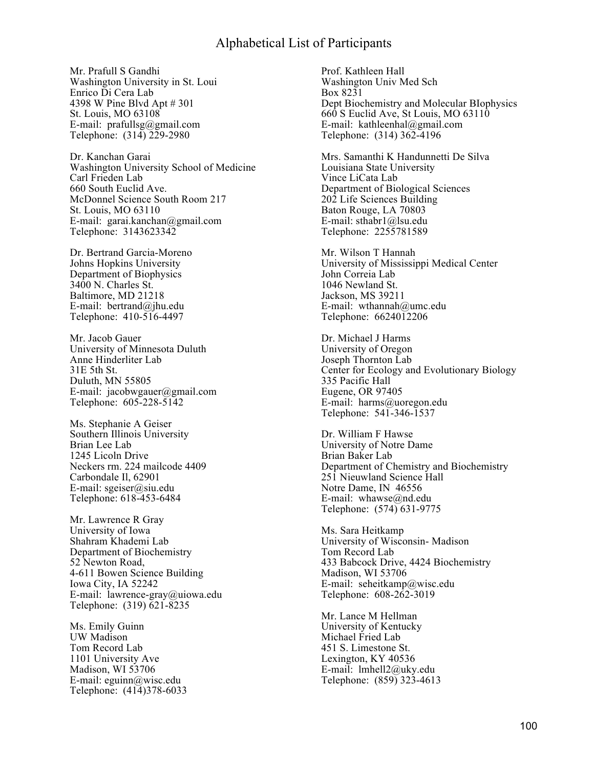# Alphabetical List of Participants

Mr. Prafull S Gandhi
Washington University in St. Loui
Enrico Di Cera Lab
4398 W Pine Blvd Apt # 301
St. Louis, MO 63108
E-mail: prafullsg@gmail.com
Telephone: (314) 229-2980

Dr. Kanchan Garai
Washington University School of Medicine
Carl Frieden Lab
660 South Euclid Ave.
McDonnel Science South Room 217
St. Louis, MO 63110
E-mail: garai.kanchan@gmail.com
Telephone: 3143623342

Dr. Bertrand Garcia-Moreno
Johns Hopkins University
Department of Biophysics
3400 N. Charles St.
Baltimore, MD 21218
E-mail: bertrand@jhu.edu
Telephone: 410-516-4497

Mr. Jacob Gauer
University of Minnesota Duluth
Anne Hinderliter Lab
31E 5th St.
Duluth, MN 55805
E-mail: jacobwgauer@gmail.com
Telephone: 605-228-5142

Ms. Stephanie A Geiser
Southern Illinois University
Brian Lee Lab
1245 Licoln Drive
Neckers rm. 224 mailcode 4409
Carbondale Il, 62901
E-mail: sgeiser@siu.edu
Telephone: 618-453-6484

Mr. Lawrence R Gray
University of Iowa
Shahram Khademi Lab
Department of Biochemistry
52 Newton Road,
4-611 Bowen Science Building
Iowa City, IA 52242
E-mail: lawrence-gray@uiowa.edu
Telephone: (319) 621-8235

Ms. Emily Guinn
UW Madison
Tom Record Lab
1101 University Ave
Madison, WI 53706
E-mail: eguinn@wisc.edu
Telephone: (414)378-6033

Prof. Kathleen Hall
Washington Univ Med Sch
Box 8231
Dept Biochemistry and Molecular BIophysics
660 S Euclid Ave, St Louis, MO 63110
E-mail: kathleenhal@gmail.com
Telephone: (314) 362-4196

Mrs. Samanthi K Handunnetti De Silva
Louisiana State University
Vince LiCata Lab
Department of Biological Sciences
202 Life Sciences Building
Baton Rouge, LA 70803
E-mail: sthabr1@lsu.edu
Telephone: 2255781589

Mr. Wilson T Hannah
University of Mississippi Medical Center
John Correia Lab
1046 Newland St.
Jackson, MS 39211
E-mail: wthannah@umc.edu
Telephone: 6624012206

Dr. Michael J Harms
University of Oregon
Joseph Thornton Lab
Center for Ecology and Evolutionary Biology
335 Pacific Hall
Eugene, OR 97405
E-mail: harms@uoregon.edu
Telephone: 541-346-1537

Dr. William F Hawse
University of Notre Dame
Brian Baker Lab
Department of Chemistry and Biochemistry
251 Nieuwland Science Hall
Notre Dame, IN 46556
E-mail: whawse@nd.edu
Telephone: (574) 631-9775

Ms. Sara Heitkamp
University of Wisconsin- Madison
Tom Record Lab
433 Babcock Drive, 4424 Biochemistry
Madison, WI 53706
E-mail: seheitkamp@wisc.edu
Telephone: 608-262-3019

Mr. Lance M Hellman
University of Kentucky
Michael Fried Lab
451 S. Limestone St.
Lexington, KY 40536
E-mail: lmhell2@uky.edu
Telephone: (859) 323-4613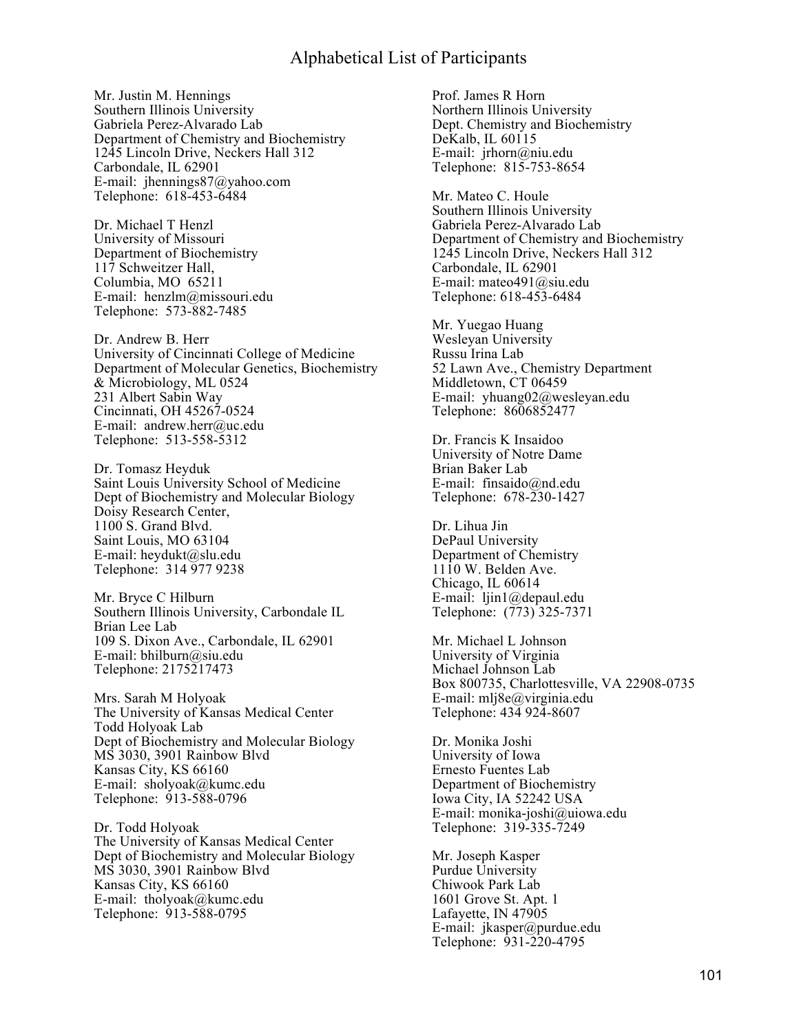# Alphabetical List of Participants

Mr. Justin M. Hennings
Southern Illinois University
Gabriela Perez-Alvarado Lab
Department of Chemistry and Biochemistry
1245 Lincoln Drive, Neckers Hall 312
Carbondale, IL 62901
E-mail: jhennings87@yahoo.com
Telephone: 618-453-6484

Dr. Michael T Henzl
University of Missouri
Department of Biochemistry
117 Schweitzer Hall,
Columbia, MO 65211
E-mail: henzlm@missouri.edu
Telephone: 573-882-7485

Dr. Andrew B. Herr
University of Cincinnati College of Medicine
Department of Molecular Genetics, Biochemistry & Microbiology, ML 0524
231 Albert Sabin Way
Cincinnati, OH 45267-0524
E-mail: andrew.herr@uc.edu
Telephone: 513-558-5312

Dr. Tomasz Heyduk
Saint Louis University School of Medicine
Dept of Biochemistry and Molecular Biology
Doisy Research Center,
1100 S. Grand Blvd.
Saint Louis, MO 63104
E-mail: heydukt@slu.edu
Telephone: 314 977 9238

Mr. Bryce C Hilburn
Southern Illinois University, Carbondale IL
Brian Lee Lab
109 S. Dixon Ave., Carbondale, IL 62901
E-mail: bhilburn@siu.edu
Telephone: 2175217473

Mrs. Sarah M Holyoak
The University of Kansas Medical Center
Todd Holyoak Lab
Dept of Biochemistry and Molecular Biology
MS 3030, 3901 Rainbow Blvd
Kansas City, KS 66160
E-mail: sholyoak@kumc.edu
Telephone: 913-588-0796

Dr. Todd Holyoak
The University of Kansas Medical Center
Dept of Biochemistry and Molecular Biology
MS 3030, 3901 Rainbow Blvd
Kansas City, KS 66160
E-mail: tholyoak@kumc.edu
Telephone: 913-588-0795

Prof. James R Horn
Northern Illinois University
Dept. Chemistry and Biochemistry
DeKalb, IL 60115
E-mail: jrhorn@niu.edu
Telephone: 815-753-8654

Mr. Mateo C. Houle
Southern Illinois University
Gabriela Perez-Alvarado Lab
Department of Chemistry and Biochemistry
1245 Lincoln Drive, Neckers Hall 312
Carbondale, IL 62901
E-mail: mateo491@siu.edu
Telephone: 618-453-6484

Mr. Yuegao Huang
Wesleyan University
Russu Irina Lab
52 Lawn Ave., Chemistry Department
Middletown, CT 06459
E-mail: yhuang02@wesleyan.edu
Telephone: 8606852477

Dr. Francis K Insaidoo
University of Notre Dame
Brian Baker Lab
E-mail: finsaido@nd.edu
Telephone: 678-230-1427

Dr. Lihua Jin
DePaul University
Department of Chemistry
1110 W. Belden Ave.
Chicago, IL 60614
E-mail: ljin1@depaul.edu
Telephone: (773) 325-7371

Mr. Michael L Johnson
University of Virginia
Michael Johnson Lab
Box 800735, Charlottesville, VA 22908-0735
E-mail: mlj8e@virginia.edu
Telephone: 434 924-8607

Dr. Monika Joshi
University of Iowa
Ernesto Fuentes Lab
Department of Biochemistry
Iowa City, IA 52242 USA
E-mail: monika-joshi@uiowa.edu
Telephone: 319-335-7249

Mr. Joseph Kasper
Purdue University
Chiwook Park Lab
1601 Grove St. Apt. 1
Lafayette, IN 47905
E-mail: jkasper@purdue.edu
Telephone: 931-220-4795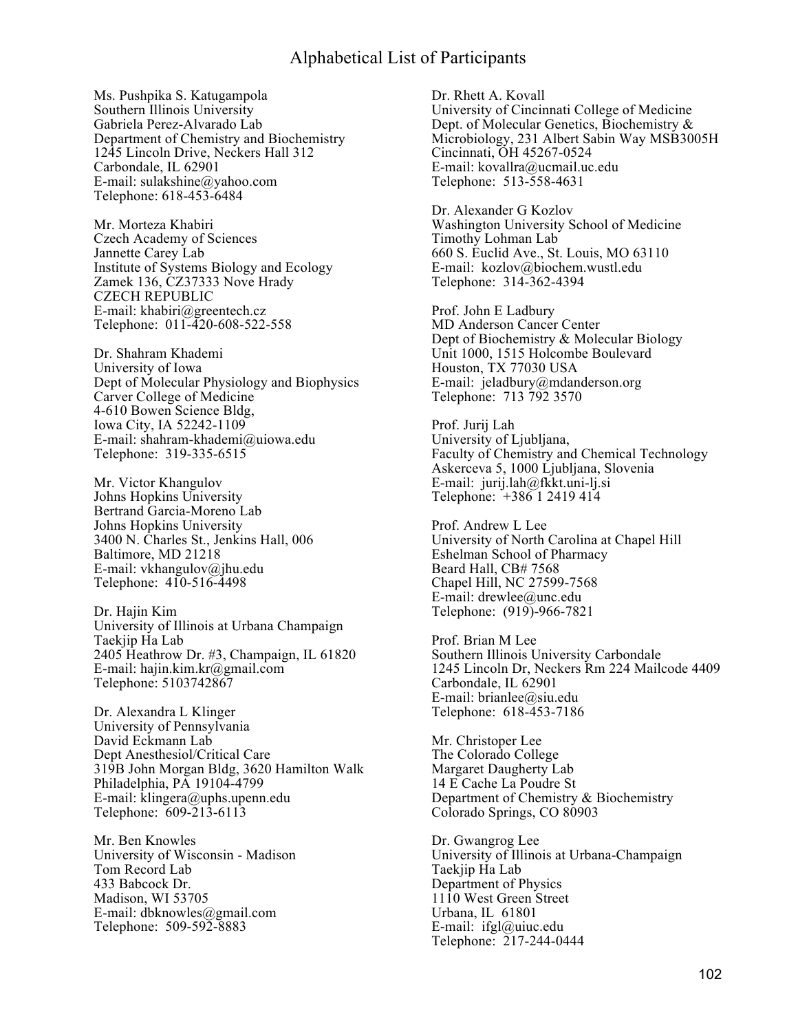# Alphabetical List of Participants

Ms. Pushpika S. Katugampola
Southern Illinois University
Gabriela Perez-Alvarado Lab
Department of Chemistry and Biochemistry
1245 Lincoln Drive, Neckers Hall 312
Carbondale, IL 62901
E-mail: sulakshine@yahoo.com
Telephone: 618-453-6484

Mr. Morteza Khabiri
Czech Academy of Sciences
Jannette Carey Lab
Institute of Systems Biology and Ecology
Zamek 136, CZ37333 Nove Hrady
CZECH REPUBLIC
E-mail: khabiri@greentech.cz
Telephone: 011-420-608-522-558

Dr. Shahram Khademi
University of Iowa
Dept of Molecular Physiology and Biophysics
Carver College of Medicine
4-610 Bowen Science Bldg,
Iowa City, IA 52242-1109
E-mail: shahram-khademi@uiowa.edu
Telephone: 319-335-6515

Mr. Victor Khangulov
Johns Hopkins University
Bertrand Garcia-Moreno Lab
Johns Hopkins University
3400 N. Charles St., Jenkins Hall, 006
Baltimore, MD 21218
E-mail: vkhangulov@jhu.edu
Telephone: 410-516-4498

Dr. Hajin Kim
University of Illinois at Urbana Champaign
Taekjip Ha Lab
2405 Heathrow Dr. #3, Champaign, IL 61820
E-mail: hajin.kim.kr@gmail.com
Telephone: 5103742867

Dr. Alexandra L Klinger
University of Pennsylvania
David Eckmann Lab
Dept Anesthesiol/Critical Care
319B John Morgan Bldg, 3620 Hamilton Walk
Philadelphia, PA 19104-4799
E-mail: klingera@uphs.upenn.edu
Telephone: 609-213-6113

Mr. Ben Knowles
University of Wisconsin - Madison
Tom Record Lab
433 Babcock Dr.
Madison, WI 53705
E-mail: dbknowles@gmail.com
Telephone: 509-592-8883

Dr. Rhett A. Kovall
University of Cincinnati College of Medicine
Dept. of Molecular Genetics, Biochemistry &
Microbiology, 231 Albert Sabin Way MSB3005H
Cincinnati, OH 45267-0524
E-mail: kovallra@ucmail.uc.edu
Telephone: 513-558-4631

Dr. Alexander G Kozlov
Washington University School of Medicine
Timothy Lohman Lab
660 S. Euclid Ave., St. Louis, MO 63110
E-mail: kozlov@biochem.wustl.edu
Telephone: 314-362-4394

Prof. John E Ladbury
MD Anderson Cancer Center
Dept of Biochemistry & Molecular Biology
Unit 1000, 1515 Holcombe Boulevard
Houston, TX 77030 USA
E-mail: jeladbury@mdanderson.org
Telephone: 713 792 3570

Prof. Jurij Lah
University of Ljubljana,
Faculty of Chemistry and Chemical Technology
Askerceva 5, 1000 Ljubljana, Slovenia
E-mail: jurij.lah@fkkt.uni-lj.si
Telephone: +386 1 2419 414

Prof. Andrew L Lee
University of North Carolina at Chapel Hill
Eshelman School of Pharmacy
Beard Hall, CB# 7568
Chapel Hill, NC 27599-7568
E-mail: drewlee@unc.edu
Telephone: (919)-966-7821

Prof. Brian M Lee
Southern Illinois University Carbondale
1245 Lincoln Dr, Neckers Rm 224 Mailcode 4409
Carbondale, IL 62901
E-mail: brianlee@siu.edu
Telephone: 618-453-7186

Mr. Christoper Lee
The Colorado College
Margaret Daugherty Lab
14 E Cache La Poudre St
Department of Chemistry & Biochemistry
Colorado Springs, CO 80903

Dr. Gwangrog Lee
University of Illinois at Urbana-Champaign
Taekjip Ha Lab
Department of Physics
1110 West Green Street
Urbana, IL 61801
E-mail: ifgl@uiuc.edu
Telephone: 217-244-0444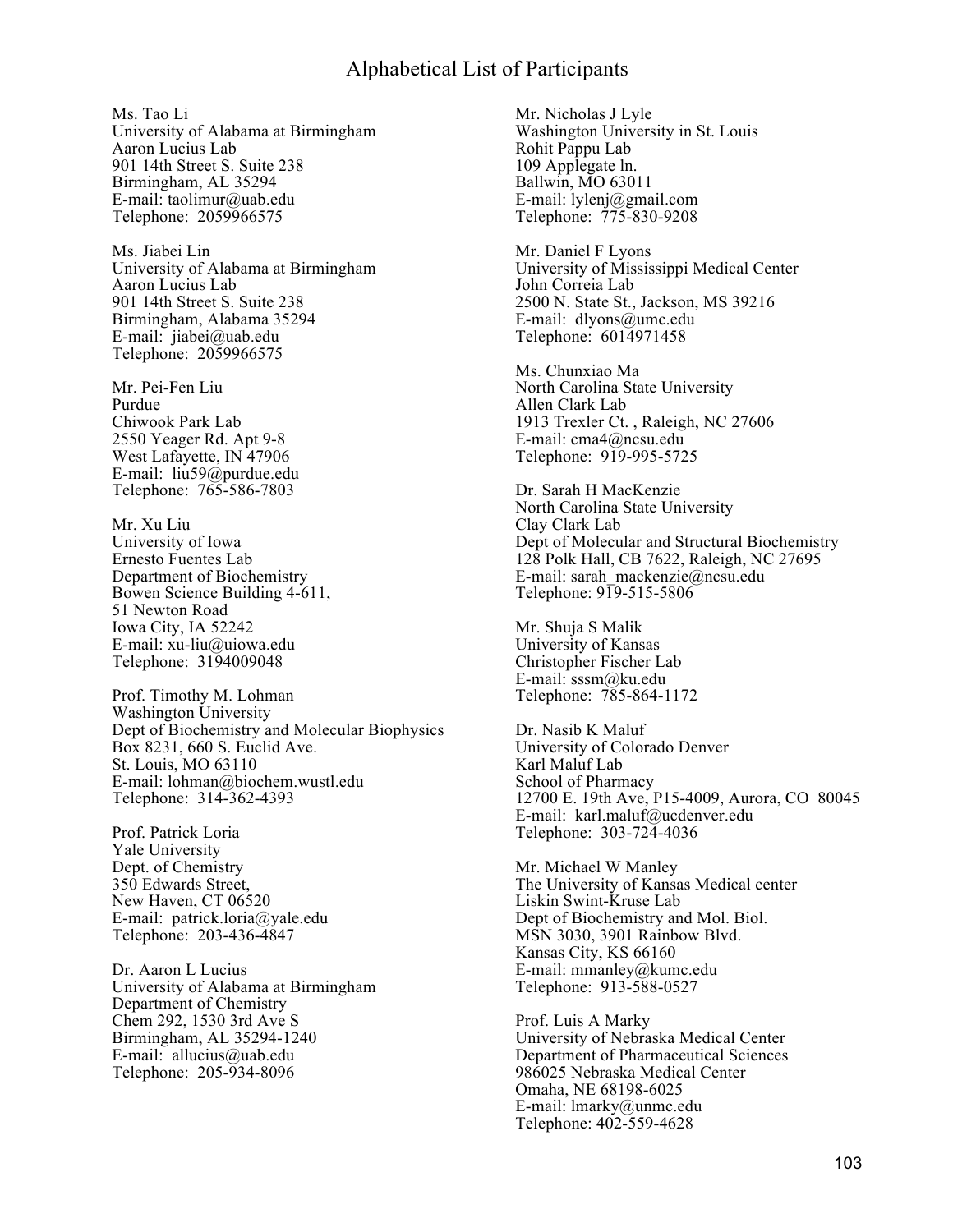# Alphabetical List of Participants

Ms. Tao Li
University of Alabama at Birmingham
Aaron Lucius Lab
901 14th Street S. Suite 238
Birmingham, AL 35294
E-mail: taolimur@uab.edu
Telephone: 2059966575

Ms. Jiabei Lin
University of Alabama at Birmingham
Aaron Lucius Lab
901 14th Street S. Suite 238
Birmingham, Alabama 35294
E-mail: jiabei@uab.edu
Telephone: 2059966575

Mr. Pei-Fen Liu
Purdue
Chiwook Park Lab
2550 Yeager Rd. Apt 9-8
West Lafayette, IN 47906
E-mail: liu59@purdue.edu
Telephone: 765-586-7803

Mr. Xu Liu
University of Iowa
Ernesto Fuentes Lab
Department of Biochemistry
Bowen Science Building 4-611,
51 Newton Road
Iowa City, IA 52242
E-mail: xu-liu@uiowa.edu
Telephone: 3194009048

Prof. Timothy M. Lohman
Washington University
Dept of Biochemistry and Molecular Biophysics
Box 8231, 660 S. Euclid Ave.
St. Louis, MO 63110
E-mail: lohman@biochem.wustl.edu
Telephone: 314-362-4393

Prof. Patrick Loria
Yale University
Dept. of Chemistry
350 Edwards Street,
New Haven, CT 06520
E-mail: patrick.loria@yale.edu
Telephone: 203-436-4847

Dr. Aaron L Lucius
University of Alabama at Birmingham
Department of Chemistry
Chem 292, 1530 3rd Ave S
Birmingham, AL 35294-1240
E-mail: allucius@uab.edu
Telephone: 205-934-8096

Mr. Nicholas J Lyle
Washington University in St. Louis
Rohit Pappu Lab
109 Applegate ln.
Ballwin, MO 63011
E-mail: lylenj@gmail.com
Telephone: 775-830-9208

Mr. Daniel F Lyons
University of Mississippi Medical Center
John Correia Lab
2500 N. State St., Jackson, MS 39216
E-mail: dlyons@umc.edu
Telephone: 6014971458

Ms. Chunxiao Ma
North Carolina State University
Allen Clark Lab
1913 Trexler Ct. , Raleigh, NC 27606
E-mail: cma4@ncsu.edu
Telephone: 919-995-5725

Dr. Sarah H MacKenzie
North Carolina State University
Clay Clark Lab
Dept of Molecular and Structural Biochemistry
128 Polk Hall, CB 7622, Raleigh, NC 27695
E-mail: sarah_mackenzie@ncsu.edu
Telephone: 919-515-5806

Mr. Shuja S Malik
University of Kansas
Christopher Fischer Lab
E-mail: sssm@ku.edu
Telephone: 785-864-1172

Dr. Nasib K Maluf
University of Colorado Denver
Karl Maluf Lab
School of Pharmacy
12700 E. 19th Ave, P15-4009, Aurora, CO 80045
E-mail: karl.maluf@ucdenver.edu
Telephone: 303-724-4036

Mr. Michael W Manley
The University of Kansas Medical center
Liskin Swint-Kruse Lab
Dept of Biochemistry and Mol. Biol.
MSN 3030, 3901 Rainbow Blvd.
Kansas City, KS 66160
E-mail: mmanley@kumc.edu
Telephone: 913-588-0527

Prof. Luis A Marky
University of Nebraska Medical Center
Department of Pharmaceutical Sciences
986025 Nebraska Medical Center
Omaha, NE 68198-6025
E-mail: lmarky@unmc.edu
Telephone: 402-559-4628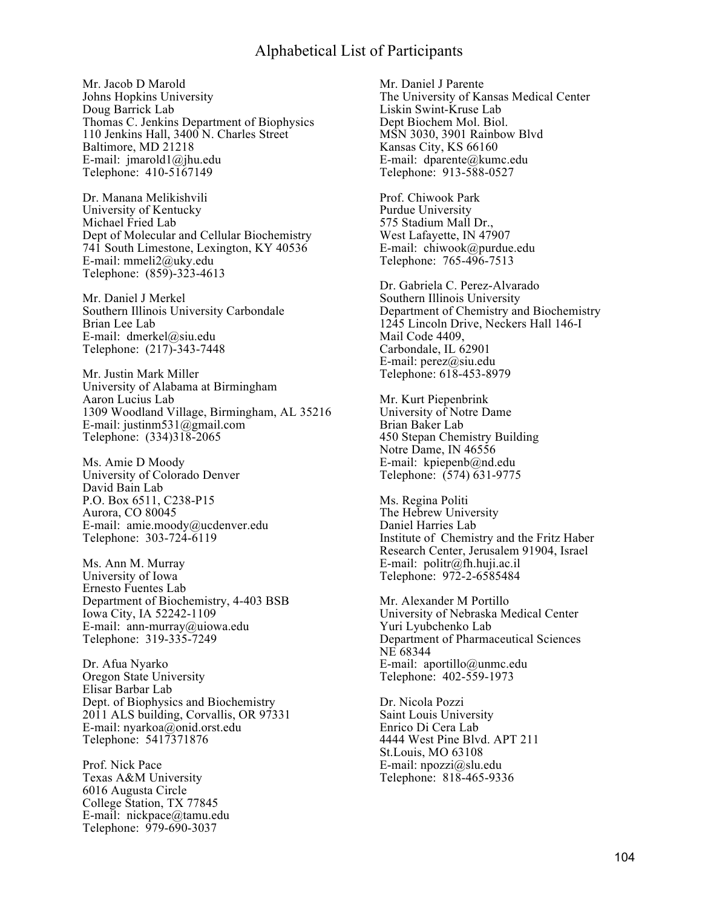# Alphabetical List of Participants

Mr. Jacob D Marold
Johns Hopkins University
Doug Barrick Lab
Thomas C. Jenkins Department of Biophysics
110 Jenkins Hall, 3400 N. Charles Street
Baltimore, MD 21218
E-mail: jmarold1@jhu.edu
Telephone: 410-5167149

Dr. Manana Melikishvili
University of Kentucky
Michael Fried Lab
Dept of Molecular and Cellular Biochemistry
741 South Limestone, Lexington, KY 40536
E-mail: mmeli2@uky.edu
Telephone: (859)-323-4613

Mr. Daniel J Merkel
Southern Illinois University Carbondale
Brian Lee Lab
E-mail: dmerkel@siu.edu
Telephone: (217)-343-7448

Mr. Justin Mark Miller
University of Alabama at Birmingham
Aaron Lucius Lab
1309 Woodland Village, Birmingham, AL 35216
E-mail: justinm531@gmail.com
Telephone: (334)318-2065

Ms. Amie D Moody
University of Colorado Denver
David Bain Lab
P.O. Box 6511, C238-P15
Aurora, CO 80045
E-mail: amie.moody@ucdenver.edu
Telephone: 303-724-6119

Ms. Ann M. Murray
University of Iowa
Ernesto Fuentes Lab
Department of Biochemistry, 4-403 BSB
Iowa City, IA 52242-1109
E-mail: ann-murray@uiowa.edu
Telephone: 319-335-7249

Dr. Afua Nyarko
Oregon State University
Elisar Barbar Lab
Dept. of Biophysics and Biochemistry
2011 ALS building, Corvallis, OR 97331
E-mail: nyarkoa@onid.orst.edu
Telephone: 5417371876

Prof. Nick Pace
Texas A&M University
6016 Augusta Circle
College Station, TX 77845
E-mail: nickpace@tamu.edu
Telephone: 979-690-3037

Mr. Daniel J Parente
The University of Kansas Medical Center
Liskin Swint-Kruse Lab
Dept Biochem Mol. Biol.
MSN 3030, 3901 Rainbow Blvd
Kansas City, KS 66160
E-mail: dparente@kumc.edu
Telephone: 913-588-0527

Prof. Chiwook Park
Purdue University
575 Stadium Mall Dr.,
West Lafayette, IN 47907
E-mail: chiwook@purdue.edu
Telephone: 765-496-7513

Dr. Gabriela C. Perez-Alvarado
Southern Illinois University
Department of Chemistry and Biochemistry
1245 Lincoln Drive, Neckers Hall 146-I
Mail Code 4409,
Carbondale, IL 62901
E-mail: perez@siu.edu
Telephone: 618-453-8979

Mr. Kurt Piepenbrink
University of Notre Dame
Brian Baker Lab
450 Stepan Chemistry Building
Notre Dame, IN 46556
E-mail: kpiepenb@nd.edu
Telephone: (574) 631-9775

Ms. Regina Politi
The Hebrew University
Daniel Harries Lab
Institute of Chemistry and the Fritz Haber Research Center, Jerusalem 91904, Israel
E-mail: politr@fh.huji.ac.il
Telephone: 972-2-6585484

Mr. Alexander M Portillo
University of Nebraska Medical Center
Yuri Lyubchenko Lab
Department of Pharmaceutical Sciences
NE 68344
E-mail: aportillo@unmc.edu
Telephone: 402-559-1973

Dr. Nicola Pozzi
Saint Louis University
Enrico Di Cera Lab
4444 West Pine Blvd. APT 211
St.Louis, MO 63108
E-mail: npozzi@slu.edu
Telephone: 818-465-9336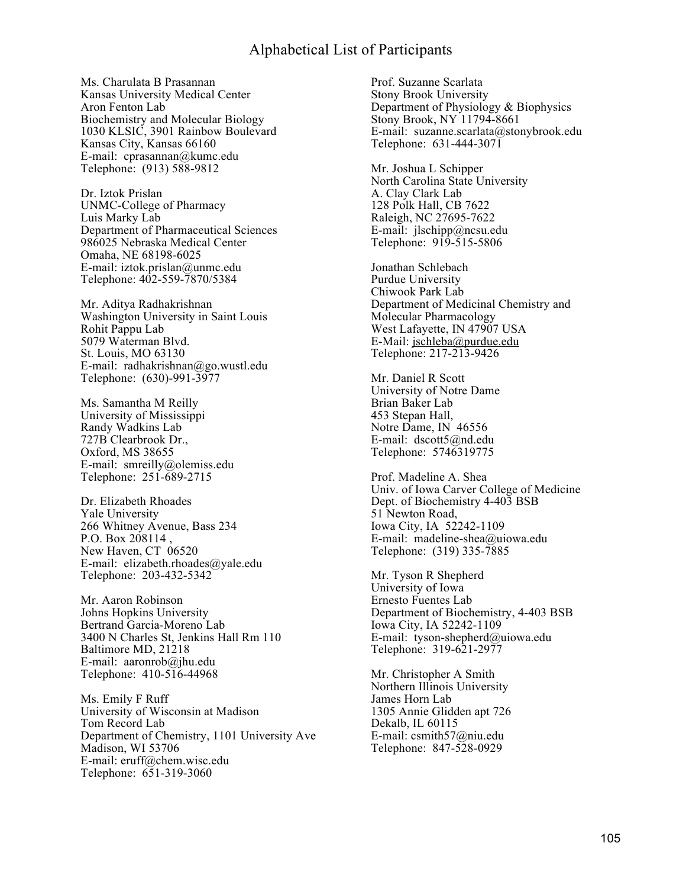# Alphabetical List of Participants

Ms. Charulata B Prasannan
Kansas University Medical Center
Aron Fenton Lab
Biochemistry and Molecular Biology
1030 KLSIC, 3901 Rainbow Boulevard
Kansas City, Kansas 66160
E-mail: cprasannan@kumc.edu
Telephone: (913) 588-9812

Dr. Iztok Prislan
UNMC-College of Pharmacy
Luis Marky Lab
Department of Pharmaceutical Sciences
986025 Nebraska Medical Center
Omaha, NE 68198-6025
E-mail: iztok.prislan@unmc.edu
Telephone: 402-559-7870/5384

Mr. Aditya Radhakrishnan
Washington University in Saint Louis
Rohit Pappu Lab
5079 Waterman Blvd.
St. Louis, MO 63130
E-mail: radhakrishnan@go.wustl.edu
Telephone: (630)-991-3977

Ms. Samantha M Reilly
University of Mississippi
Randy Wadkins Lab
727B Clearbrook Dr.,
Oxford, MS 38655
E-mail: smreilly@olemiss.edu
Telephone: 251-689-2715

Dr. Elizabeth Rhoades
Yale University
266 Whitney Avenue, Bass 234
P.O. Box 208114 ,
New Haven, CT 06520
E-mail: elizabeth.rhoades@yale.edu
Telephone: 203-432-5342

Mr. Aaron Robinson
Johns Hopkins University
Bertrand Garcia-Moreno Lab
3400 N Charles St, Jenkins Hall Rm 110
Baltimore MD, 21218
E-mail: aaronrob@jhu.edu
Telephone: 410-516-44968

Ms. Emily F Ruff
University of Wisconsin at Madison
Tom Record Lab
Department of Chemistry, 1101 University Ave
Madison, WI 53706
E-mail: eruff@chem.wisc.edu
Telephone: 651-319-3060

Prof. Suzanne Scarlata
Stony Brook University
Department of Physiology & Biophysics
Stony Brook, NY 11794-8661
E-mail: suzanne.scarlata@stonybrook.edu
Telephone: 631-444-3071

Mr. Joshua L Schipper
North Carolina State University
A. Clay Clark Lab
128 Polk Hall, CB 7622
Raleigh, NC 27695-7622
E-mail: jlschipp@ncsu.edu
Telephone: 919-515-5806

Jonathan Schlebach
Purdue University
Chiwook Park Lab
Department of Medicinal Chemistry and
Molecular Pharmacology
West Lafayette, IN 47907 USA
E-Mail: jschleba@purdue.edu
Telephone: 217-213-9426

Mr. Daniel R Scott
University of Notre Dame
Brian Baker Lab
453 Stepan Hall,
Notre Dame, IN 46556
E-mail: dscott5@nd.edu
Telephone: 5746319775

Prof. Madeline A. Shea
Univ. of Iowa Carver College of Medicine
Dept. of Biochemistry 4-403 BSB
51 Newton Road,
Iowa City, IA 52242-1109
E-mail: madeline-shea@uiowa.edu
Telephone: (319) 335-7885

Mr. Tyson R Shepherd
University of Iowa
Ernesto Fuentes Lab
Department of Biochemistry, 4-403 BSB
Iowa City, IA 52242-1109
E-mail: tyson-shepherd@uiowa.edu
Telephone: 319-621-2977

Mr. Christopher A Smith
Northern Illinois University
James Horn Lab
1305 Annie Glidden apt 726
Dekalb, IL 60115
E-mail: csmith57@niu.edu
Telephone: 847-528-0929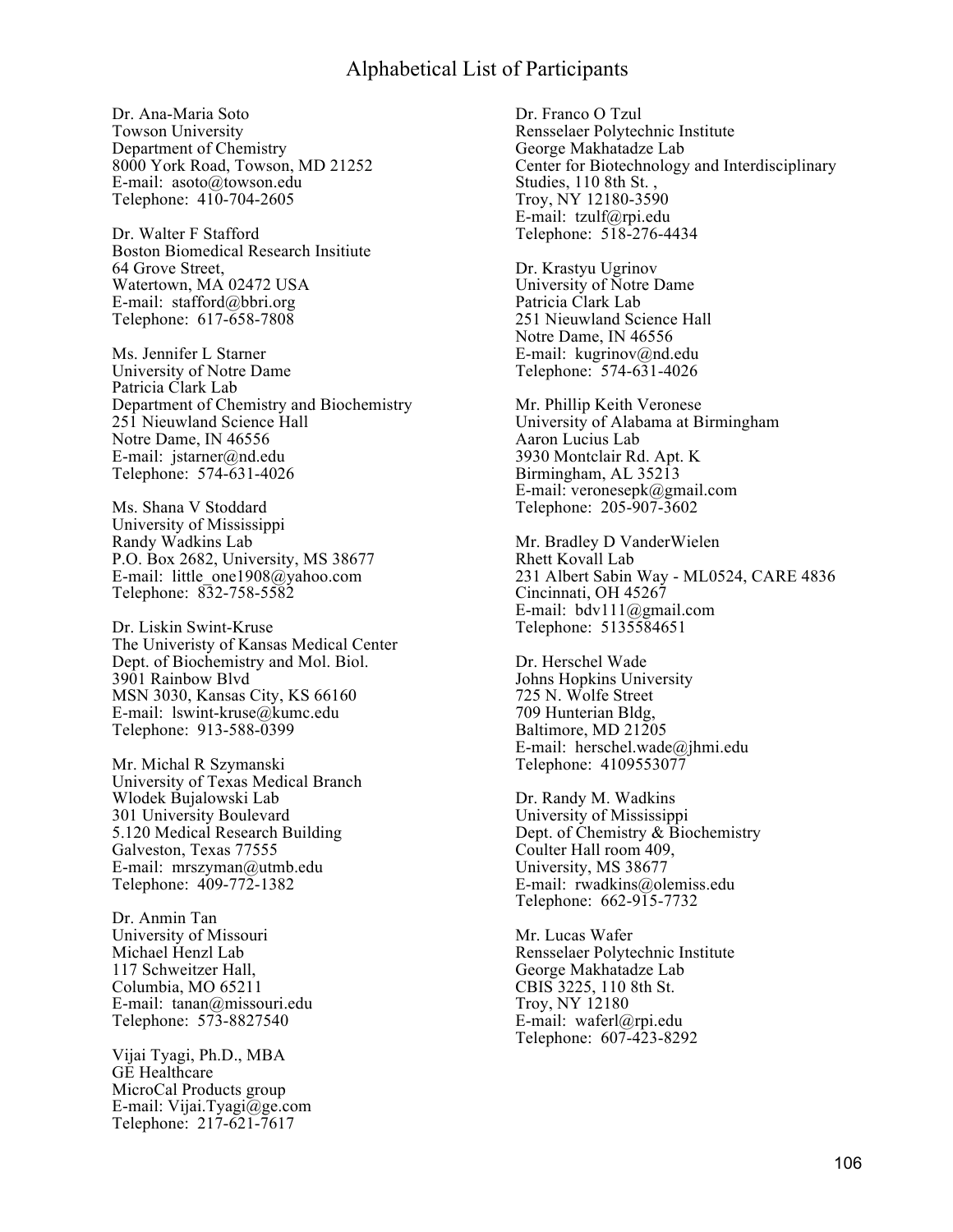# Alphabetical List of Participants

Dr. Ana-Maria Soto
Towson University
Department of Chemistry
8000 York Road, Towson, MD 21252
E-mail: asoto@towson.edu
Telephone: 410-704-2605

Dr. Walter F Stafford
Boston Biomedical Research Insitiute
64 Grove Street,
Watertown, MA 02472 USA
E-mail: stafford@bbri.org
Telephone: 617-658-7808

Ms. Jennifer L Starner
University of Notre Dame
Patricia Clark Lab
Department of Chemistry and Biochemistry
251 Nieuwland Science Hall
Notre Dame, IN 46556
E-mail: jstarner@nd.edu
Telephone: 574-631-4026

Ms. Shana V Stoddard
University of Mississippi
Randy Wadkins Lab
P.O. Box 2682, University, MS 38677
E-mail: little_one1908@yahoo.com
Telephone: 832-758-5582

Dr. Liskin Swint-Kruse
The Univeristy of Kansas Medical Center
Dept. of Biochemistry and Mol. Biol.
3901 Rainbow Blvd
MSN 3030, Kansas City, KS 66160
E-mail: lswint-kruse@kumc.edu
Telephone: 913-588-0399

Mr. Michal R Szymanski
University of Texas Medical Branch
Wlodek Bujalowski Lab
301 University Boulevard
5.120 Medical Research Building
Galveston, Texas 77555
E-mail: mrszyman@utmb.edu
Telephone: 409-772-1382

Dr. Anmin Tan
University of Missouri
Michael Henzl Lab
117 Schweitzer Hall,
Columbia, MO 65211
E-mail: tanan@missouri.edu
Telephone: 573-8827540

Vijai Tyagi, Ph.D., MBA
GE Healthcare
MicroCal Products group
E-mail: Vijai.Tyagi@ge.com
Telephone: 217-621-7617

Dr. Franco O Tzul
Rensselaer Polytechnic Institute
George Makhatadze Lab
Center for Biotechnology and Interdisciplinary Studies, 110 8th St. ,
Troy, NY 12180-3590
E-mail: tzulf@rpi.edu
Telephone: 518-276-4434

Dr. Krastyu Ugrinov
University of Notre Dame
Patricia Clark Lab
251 Nieuwland Science Hall
Notre Dame, IN 46556
E-mail: kugrinov@nd.edu
Telephone: 574-631-4026

Mr. Phillip Keith Veronese
University of Alabama at Birmingham
Aaron Lucius Lab
3930 Montclair Rd. Apt. K
Birmingham, AL 35213
E-mail: veronesepk@gmail.com
Telephone: 205-907-3602

Mr. Bradley D VanderWielen
Rhett Kovall Lab
231 Albert Sabin Way - ML0524, CARE 4836
Cincinnati, OH 45267
E-mail: bdv111@gmail.com
Telephone: 5135584651

Dr. Herschel Wade
Johns Hopkins University
725 N. Wolfe Street
709 Hunterian Bldg,
Baltimore, MD 21205
E-mail: herschel.wade@jhmi.edu
Telephone: 4109553077

Dr. Randy M. Wadkins
University of Mississippi
Dept. of Chemistry & Biochemistry
Coulter Hall room 409,
University, MS 38677
E-mail: rwadkins@olemiss.edu
Telephone: 662-915-7732

Mr. Lucas Wafer
Rensselaer Polytechnic Institute
George Makhatadze Lab
CBIS 3225, 110 8th St.
Troy, NY 12180
E-mail: waferl@rpi.edu
Telephone: 607-423-8292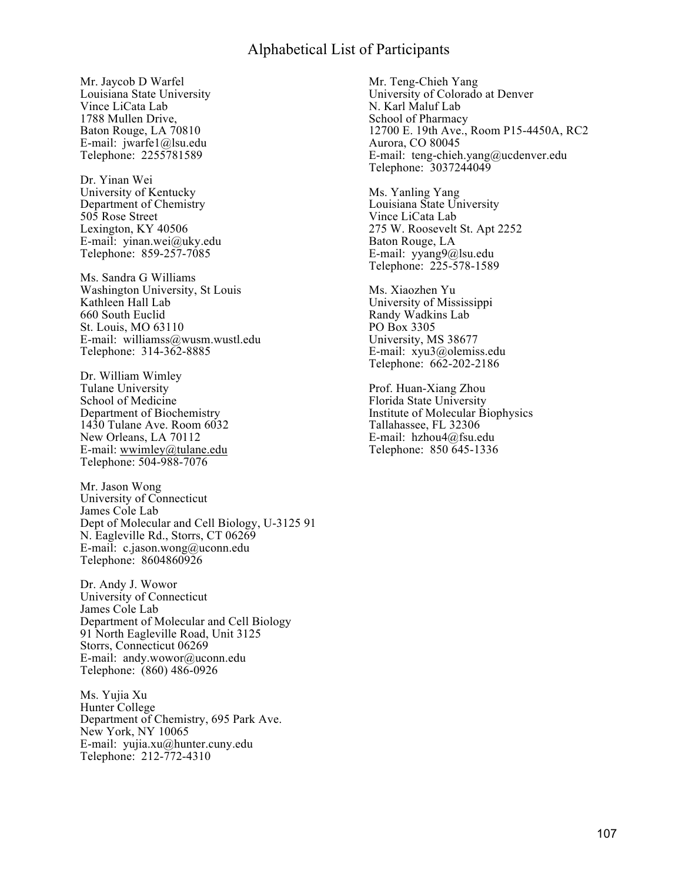# Alphabetical List of Participants

Mr. Jaycob D Warfel
Louisiana State University
Vince LiCata Lab
1788 Mullen Drive,
Baton Rouge, LA 70810
E-mail: jwarfe1@lsu.edu
Telephone: 2255781589

Dr. Yinan Wei
University of Kentucky
Department of Chemistry
505 Rose Street
Lexington, KY 40506
E-mail: yinan.wei@uky.edu
Telephone: 859-257-7085

Ms. Sandra G Williams
Washington University, St Louis
Kathleen Hall Lab
660 South Euclid
St. Louis, MO 63110
E-mail: williamss@wusm.wustl.edu
Telephone: 314-362-8885

Dr. William Wimley
Tulane University
School of Medicine
Department of Biochemistry
1430 Tulane Ave. Room 6032
New Orleans, LA 70112
E-mail: wwimley@tulane.edu
Telephone: 504-988-7076

Mr. Jason Wong
University of Connecticut
James Cole Lab
Dept of Molecular and Cell Biology, U-3125 91
N. Eagleville Rd., Storrs, CT 06269
E-mail: c.jason.wong@uconn.edu
Telephone: 8604860926

Dr. Andy J. Wowor
University of Connecticut
James Cole Lab
Department of Molecular and Cell Biology
91 North Eagleville Road, Unit 3125
Storrs, Connecticut 06269
E-mail: andy.wowor@uconn.edu
Telephone: (860) 486-0926

Ms. Yujia Xu
Hunter College
Department of Chemistry, 695 Park Ave.
New York, NY 10065
E-mail: yujia.xu@hunter.cuny.edu
Telephone: 212-772-4310

Mr. Teng-Chieh Yang
University of Colorado at Denver
N. Karl Maluf Lab
School of Pharmacy
12700 E. 19th Ave., Room P15-4450A, RC2
Aurora, CO 80045
E-mail: teng-chieh.yang@ucdenver.edu
Telephone: 3037244049

Ms. Yanling Yang
Louisiana State University
Vince LiCata Lab
275 W. Roosevelt St. Apt 2252
Baton Rouge, LA
E-mail: yyang9@lsu.edu
Telephone: 225-578-1589

Ms. Xiaozhen Yu
University of Mississippi
Randy Wadkins Lab
PO Box 3305
University, MS 38677
E-mail: xyu3@olemiss.edu
Telephone: 662-202-2186

Prof. Huan-Xiang Zhou
Florida State University
Institute of Molecular Biophysics
Tallahassee, FL 32306
E-mail: hzhou4@fsu.edu
Telephone: 850 645-1336